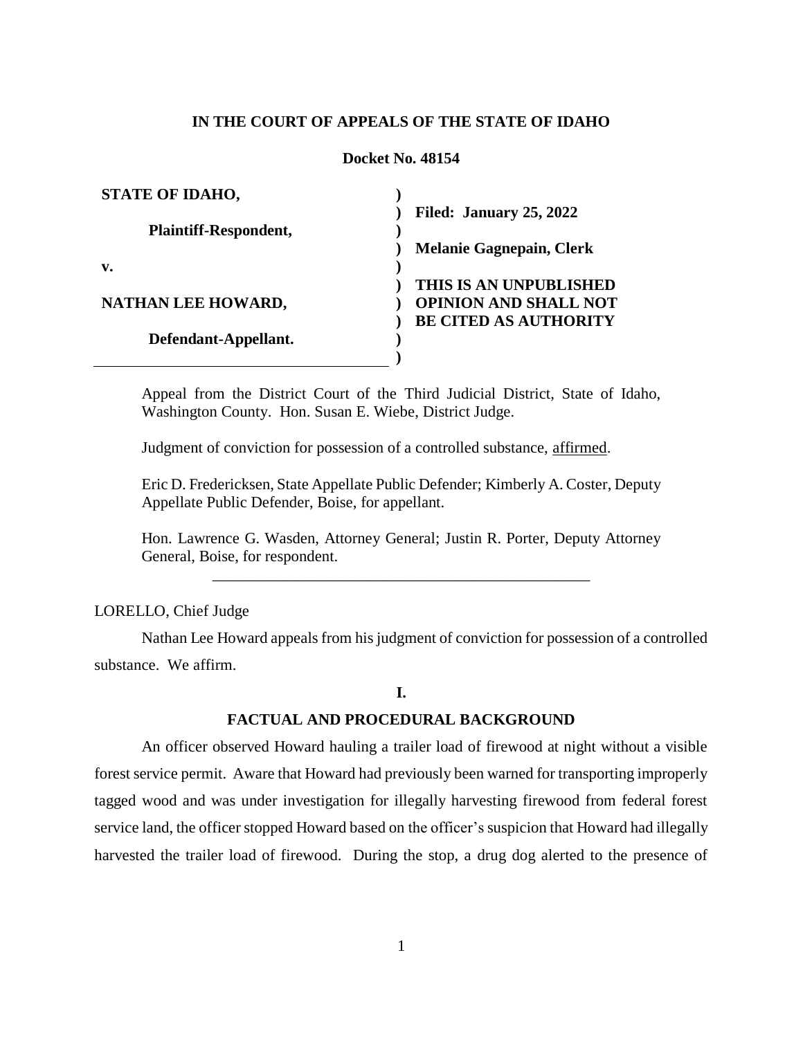**IN THE COURT OF APPEALS OF THE STATE OF IDAHO**

**Docket No. 48154**

| | |
|---|---|
| **STATE OF IDAHO,** | **Filed: January 25, 2022** |
| **Plaintiff-Respondent,** | **Melanie Gagnepain, Clerk** |
| **v.** | |
| **NATHAN LEE HOWARD,** | **THIS IS AN UNPUBLISHED OPINION AND SHALL NOT BE CITED AS AUTHORITY** |
| **Defendant-Appellant.** | |

Appeal from the District Court of the Third Judicial District, State of Idaho, Washington County. Hon. Susan E. Wiebe, District Judge.

Judgment of conviction for possession of a controlled substance, affirmed.

Eric D. Fredericksen, State Appellate Public Defender; Kimberly A. Coster, Deputy Appellate Public Defender, Boise, for appellant.

Hon. Lawrence G. Wasden, Attorney General; Justin R. Porter, Deputy Attorney General, Boise, for respondent.

---

LORELLO, Chief Judge

Nathan Lee Howard appeals from his judgment of conviction for possession of a controlled substance. We affirm.

**I.**

**FACTUAL AND PROCEDURAL BACKGROUND**

An officer observed Howard hauling a trailer load of firewood at night without a visible forest service permit. Aware that Howard had previously been warned for transporting improperly tagged wood and was under investigation for illegally harvesting firewood from federal forest service land, the officer stopped Howard based on the officer's suspicion that Howard had illegally harvested the trailer load of firewood. During the stop, a drug dog alerted to the presence of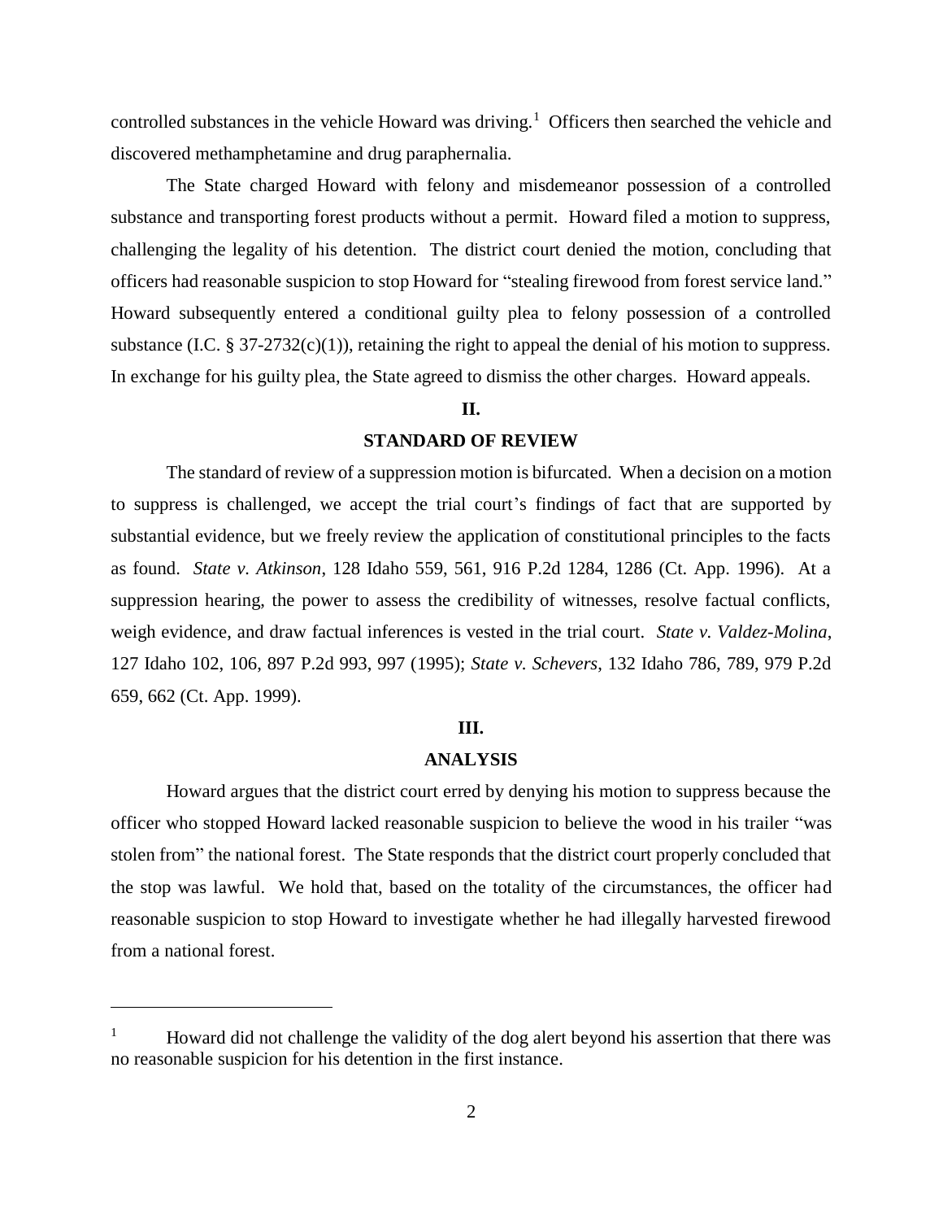controlled substances in the vehicle Howard was driving.[1] Officers then searched the vehicle and discovered methamphetamine and drug paraphernalia.

The State charged Howard with felony and misdemeanor possession of a controlled substance and transporting forest products without a permit. Howard filed a motion to suppress, challenging the legality of his detention. The district court denied the motion, concluding that officers had reasonable suspicion to stop Howard for "stealing firewood from forest service land." Howard subsequently entered a conditional guilty plea to felony possession of a controlled substance (I.C. § 37-2732(c)(1)), retaining the right to appeal the denial of his motion to suppress. In exchange for his guilty plea, the State agreed to dismiss the other charges. Howard appeals.

## II.

## STANDARD OF REVIEW

The standard of review of a suppression motion is bifurcated. When a decision on a motion to suppress is challenged, we accept the trial court's findings of fact that are supported by substantial evidence, but we freely review the application of constitutional principles to the facts as found. *State v. Atkinson*, 128 Idaho 559, 561, 916 P.2d 1284, 1286 (Ct. App. 1996). At a suppression hearing, the power to assess the credibility of witnesses, resolve factual conflicts, weigh evidence, and draw factual inferences is vested in the trial court. *State v. Valdez-Molina*, 127 Idaho 102, 106, 897 P.2d 993, 997 (1995); *State v. Schevers*, 132 Idaho 786, 789, 979 P.2d 659, 662 (Ct. App. 1999).

## III.

## ANALYSIS

Howard argues that the district court erred by denying his motion to suppress because the officer who stopped Howard lacked reasonable suspicion to believe the wood in his trailer "was stolen from" the national forest. The State responds that the district court properly concluded that the stop was lawful. We hold that, based on the totality of the circumstances, the officer had reasonable suspicion to stop Howard to investigate whether he had illegally harvested firewood from a national forest.

---

[1] Howard did not challenge the validity of the dog alert beyond his assertion that there was no reasonable suspicion for his detention in the first instance.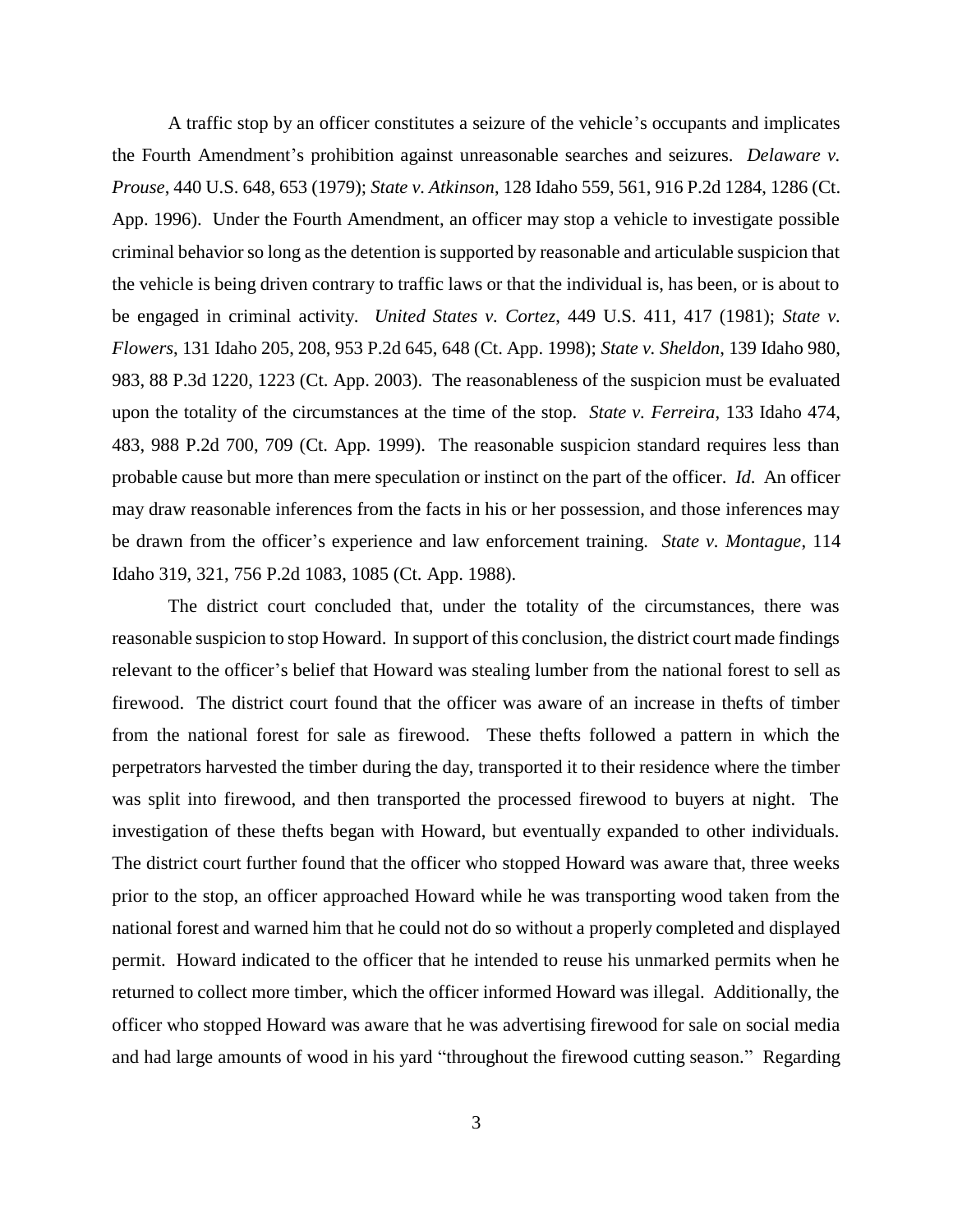A traffic stop by an officer constitutes a seizure of the vehicle's occupants and implicates the Fourth Amendment's prohibition against unreasonable searches and seizures. *Delaware v. Prouse*, 440 U.S. 648, 653 (1979); *State v. Atkinson*, 128 Idaho 559, 561, 916 P.2d 1284, 1286 (Ct. App. 1996). Under the Fourth Amendment, an officer may stop a vehicle to investigate possible criminal behavior so long as the detention is supported by reasonable and articulable suspicion that the vehicle is being driven contrary to traffic laws or that the individual is, has been, or is about to be engaged in criminal activity. *United States v. Cortez*, 449 U.S. 411, 417 (1981); *State v. Flowers*, 131 Idaho 205, 208, 953 P.2d 645, 648 (Ct. App. 1998); *State v. Sheldon*, 139 Idaho 980, 983, 88 P.3d 1220, 1223 (Ct. App. 2003). The reasonableness of the suspicion must be evaluated upon the totality of the circumstances at the time of the stop. *State v. Ferreira*, 133 Idaho 474, 483, 988 P.2d 700, 709 (Ct. App. 1999). The reasonable suspicion standard requires less than probable cause but more than mere speculation or instinct on the part of the officer. *Id.* An officer may draw reasonable inferences from the facts in his or her possession, and those inferences may be drawn from the officer's experience and law enforcement training. *State v. Montague*, 114 Idaho 319, 321, 756 P.2d 1083, 1085 (Ct. App. 1988).

The district court concluded that, under the totality of the circumstances, there was reasonable suspicion to stop Howard. In support of this conclusion, the district court made findings relevant to the officer's belief that Howard was stealing lumber from the national forest to sell as firewood. The district court found that the officer was aware of an increase in thefts of timber from the national forest for sale as firewood. These thefts followed a pattern in which the perpetrators harvested the timber during the day, transported it to their residence where the timber was split into firewood, and then transported the processed firewood to buyers at night. The investigation of these thefts began with Howard, but eventually expanded to other individuals. The district court further found that the officer who stopped Howard was aware that, three weeks prior to the stop, an officer approached Howard while he was transporting wood taken from the national forest and warned him that he could not do so without a properly completed and displayed permit. Howard indicated to the officer that he intended to reuse his unmarked permits when he returned to collect more timber, which the officer informed Howard was illegal. Additionally, the officer who stopped Howard was aware that he was advertising firewood for sale on social media and had large amounts of wood in his yard "throughout the firewood cutting season." Regarding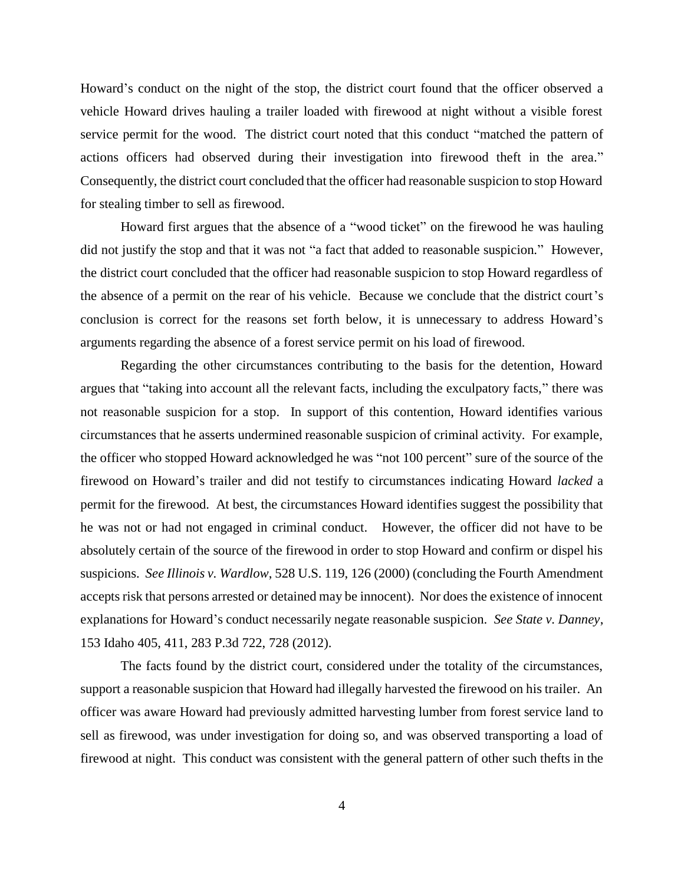Howard's conduct on the night of the stop, the district court found that the officer observed a vehicle Howard drives hauling a trailer loaded with firewood at night without a visible forest service permit for the wood. The district court noted that this conduct "matched the pattern of actions officers had observed during their investigation into firewood theft in the area." Consequently, the district court concluded that the officer had reasonable suspicion to stop Howard for stealing timber to sell as firewood.

Howard first argues that the absence of a "wood ticket" on the firewood he was hauling did not justify the stop and that it was not "a fact that added to reasonable suspicion." However, the district court concluded that the officer had reasonable suspicion to stop Howard regardless of the absence of a permit on the rear of his vehicle. Because we conclude that the district court's conclusion is correct for the reasons set forth below, it is unnecessary to address Howard's arguments regarding the absence of a forest service permit on his load of firewood.

Regarding the other circumstances contributing to the basis for the detention, Howard argues that "taking into account all the relevant facts, including the exculpatory facts," there was not reasonable suspicion for a stop. In support of this contention, Howard identifies various circumstances that he asserts undermined reasonable suspicion of criminal activity. For example, the officer who stopped Howard acknowledged he was "not 100 percent" sure of the source of the firewood on Howard's trailer and did not testify to circumstances indicating Howard *lacked* a permit for the firewood. At best, the circumstances Howard identifies suggest the possibility that he was not or had not engaged in criminal conduct. However, the officer did not have to be absolutely certain of the source of the firewood in order to stop Howard and confirm or dispel his suspicions. *See Illinois v. Wardlow*, 528 U.S. 119, 126 (2000) (concluding the Fourth Amendment accepts risk that persons arrested or detained may be innocent). Nor does the existence of innocent explanations for Howard's conduct necessarily negate reasonable suspicion. *See State v. Danney*, 153 Idaho 405, 411, 283 P.3d 722, 728 (2012).

The facts found by the district court, considered under the totality of the circumstances, support a reasonable suspicion that Howard had illegally harvested the firewood on his trailer. An officer was aware Howard had previously admitted harvesting lumber from forest service land to sell as firewood, was under investigation for doing so, and was observed transporting a load of firewood at night. This conduct was consistent with the general pattern of other such thefts in the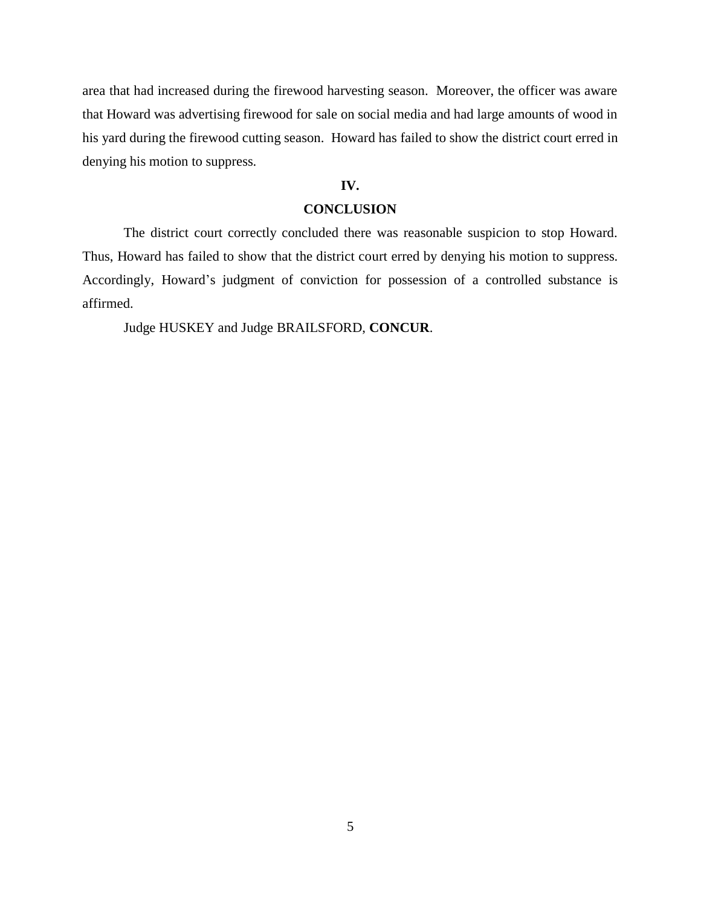area that had increased during the firewood harvesting season. Moreover, the officer was aware that Howard was advertising firewood for sale on social media and had large amounts of wood in his yard during the firewood cutting season. Howard has failed to show the district court erred in denying his motion to suppress.

## IV.

## CONCLUSION

The district court correctly concluded there was reasonable suspicion to stop Howard. Thus, Howard has failed to show that the district court erred by denying his motion to suppress. Accordingly, Howard's judgment of conviction for possession of a controlled substance is affirmed.

Judge HUSKEY and Judge BRAILSFORD, **CONCUR**.